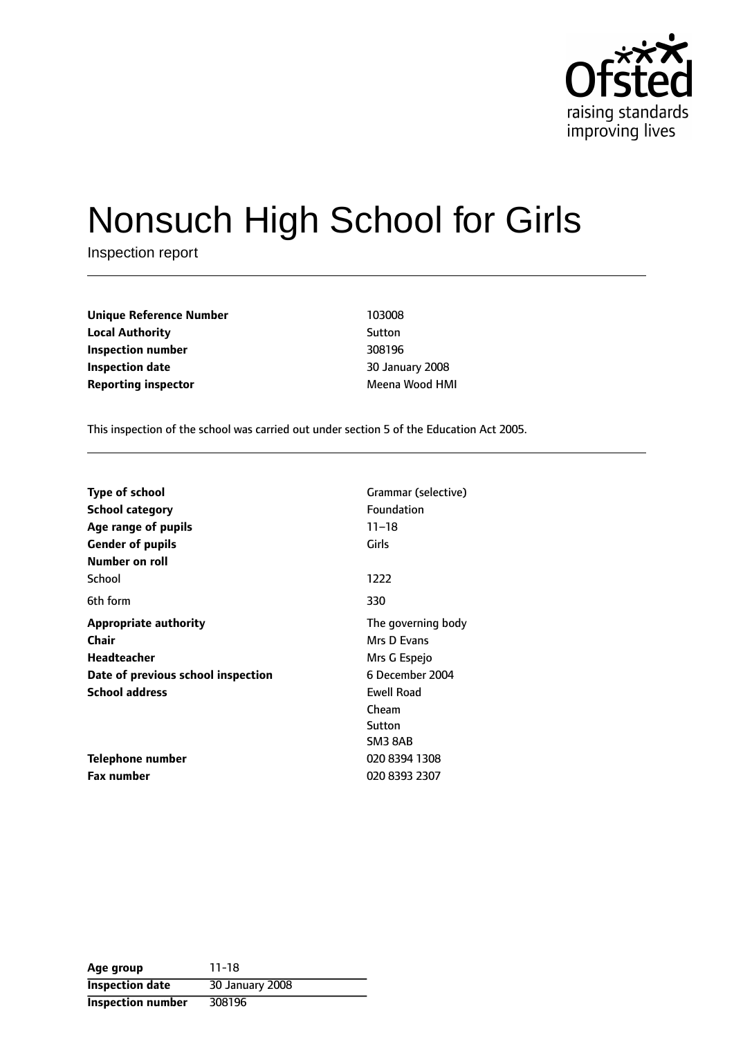# Nonsuch High School for Girls

Inspection report

| | |
|---|---|
| **Unique Reference Number** | 103008 |
| **Local Authority** | Sutton |
| **Inspection number** | 308196 |
| **Inspection date** | 30 January 2008 |
| **Reporting inspector** | Meena Wood HMI |

This inspection of the school was carried out under section 5 of the Education Act 2005.

| | |
|---|---|
| **Type of school** | Grammar (selective) |
| **School category** | Foundation |
| **Age range of pupils** | 11–18 |
| **Gender of pupils** | Girls |
| **Number on roll** | |
| School | 1222 |
| 6th form | 330 |
| **Appropriate authority** | The governing body |
| **Chair** | Mrs D Evans |
| **Headteacher** | Mrs G Espejo |
| **Date of previous school inspection** | 6 December 2004 |
| **School address** | Ewell Road<br>Cheam<br>Sutton<br>SM3 8AB |
| **Telephone number** | 020 8394 1308 |
| **Fax number** | 020 8393 2307 |

| | |
|---|---|
| **Age group** | 11-18 |
| **Inspection date** | 30 January 2008 |
| **Inspection number** | 308196 |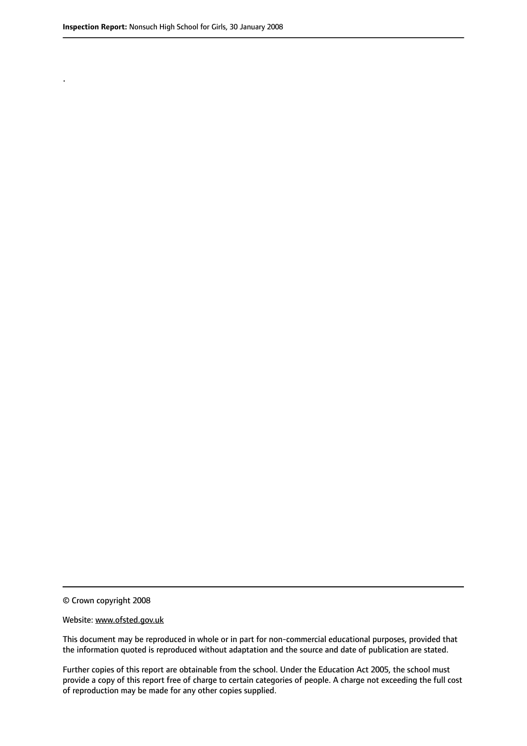.

© Crown copyright 2008

Website: www.ofsted.gov.uk

This document may be reproduced in whole or in part for non-commercial educational purposes, provided that the information quoted is reproduced without adaptation and the source and date of publication are stated.

Further copies of this report are obtainable from the school. Under the Education Act 2005, the school must provide a copy of this report free of charge to certain categories of people. A charge not exceeding the full cost of reproduction may be made for any other copies supplied.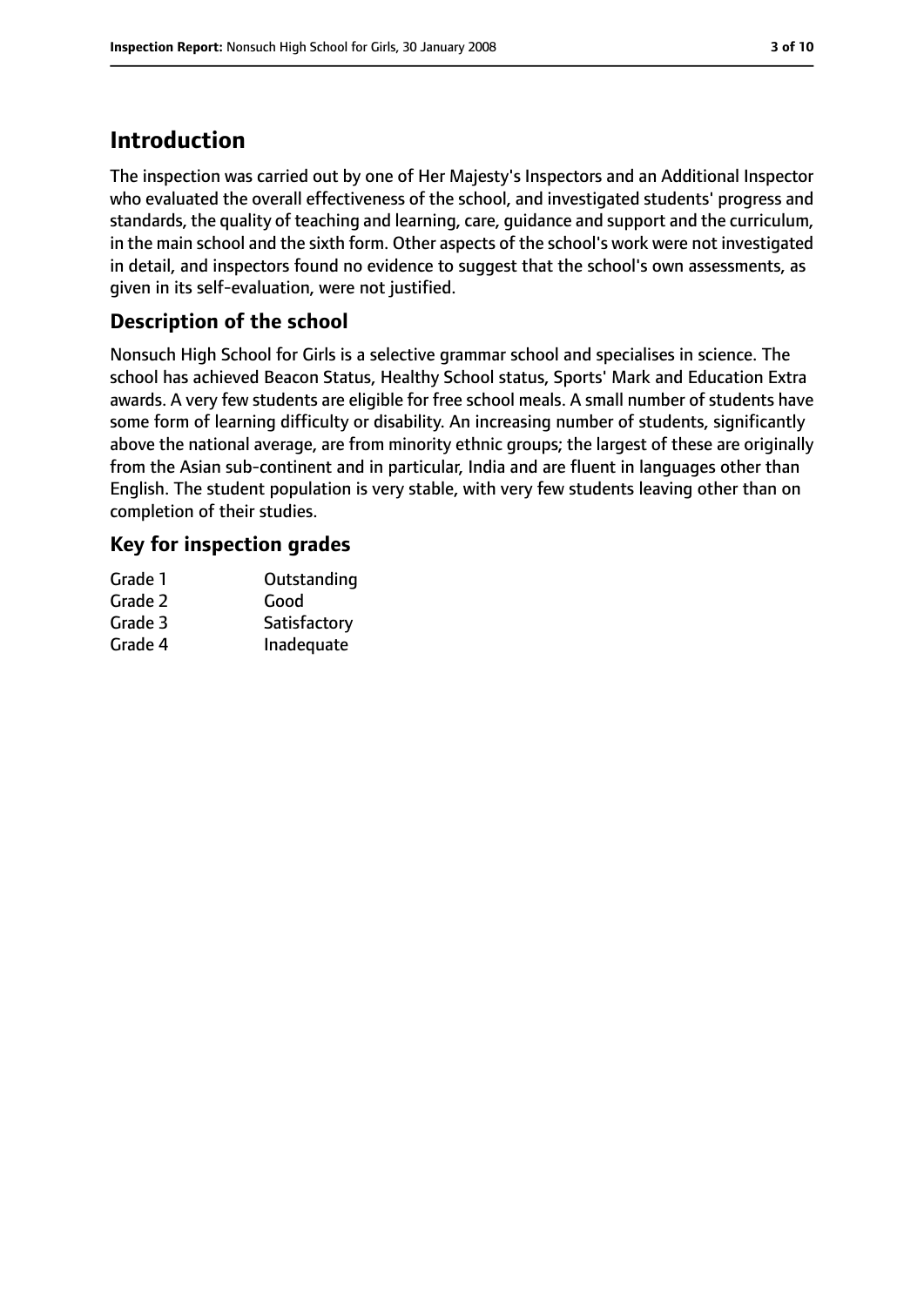# Introduction

The inspection was carried out by one of Her Majesty's Inspectors and an Additional Inspector who evaluated the overall effectiveness of the school, and investigated students' progress and standards, the quality of teaching and learning, care, guidance and support and the curriculum, in the main school and the sixth form. Other aspects of the school's work were not investigated in detail, and inspectors found no evidence to suggest that the school's own assessments, as given in its self-evaluation, were not justified.

## Description of the school

Nonsuch High School for Girls is a selective grammar school and specialises in science. The school has achieved Beacon Status, Healthy School status, Sports' Mark and Education Extra awards. A very few students are eligible for free school meals. A small number of students have some form of learning difficulty or disability. An increasing number of students, significantly above the national average, are from minority ethnic groups; the largest of these are originally from the Asian sub-continent and in particular, India and are fluent in languages other than English. The student population is very stable, with very few students leaving other than on completion of their studies.

## Key for inspection grades

| | |
|---|---|
| Grade 1 | Outstanding |
| Grade 2 | Good |
| Grade 3 | Satisfactory |
| Grade 4 | Inadequate |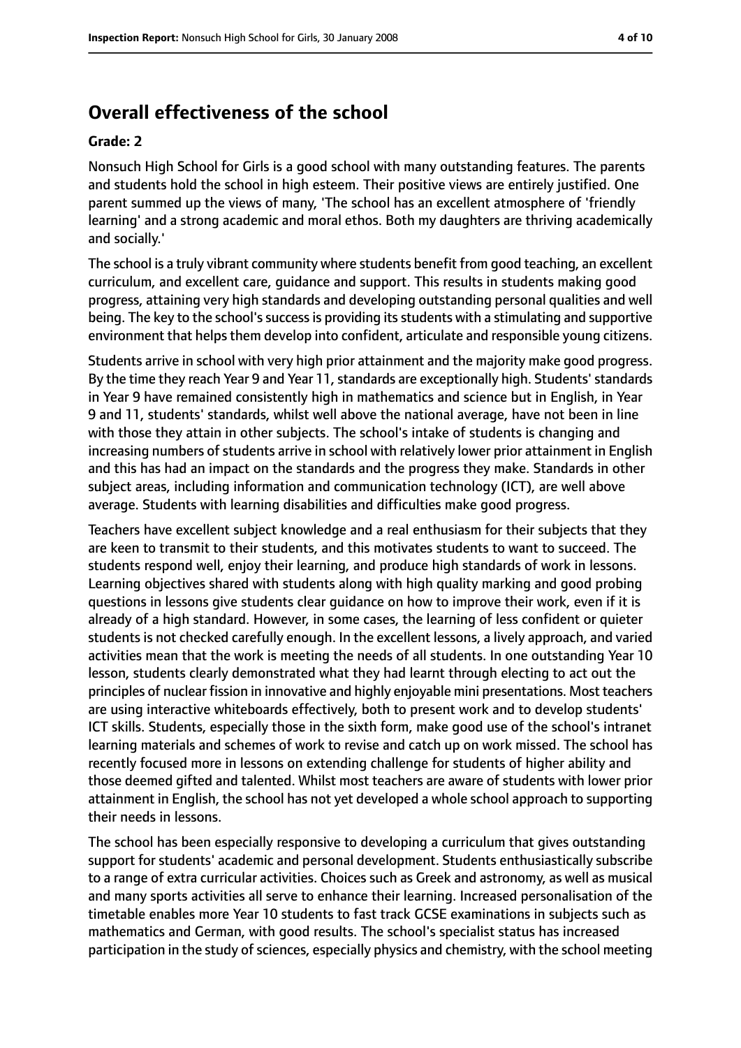## Overall effectiveness of the school

**Grade: 2**

Nonsuch High School for Girls is a good school with many outstanding features. The parents and students hold the school in high esteem. Their positive views are entirely justified. One parent summed up the views of many, 'The school has an excellent atmosphere of 'friendly learning' and a strong academic and moral ethos. Both my daughters are thriving academically and socially.'

The school is a truly vibrant community where students benefit from good teaching, an excellent curriculum, and excellent care, guidance and support. This results in students making good progress, attaining very high standards and developing outstanding personal qualities and well being. The key to the school's success is providing its students with a stimulating and supportive environment that helps them develop into confident, articulate and responsible young citizens.

Students arrive in school with very high prior attainment and the majority make good progress. By the time they reach Year 9 and Year 11, standards are exceptionally high. Students' standards in Year 9 have remained consistently high in mathematics and science but in English, in Year 9 and 11, students' standards, whilst well above the national average, have not been in line with those they attain in other subjects. The school's intake of students is changing and increasing numbers of students arrive in school with relatively lower prior attainment in English and this has had an impact on the standards and the progress they make. Standards in other subject areas, including information and communication technology (ICT), are well above average. Students with learning disabilities and difficulties make good progress.

Teachers have excellent subject knowledge and a real enthusiasm for their subjects that they are keen to transmit to their students, and this motivates students to want to succeed. The students respond well, enjoy their learning, and produce high standards of work in lessons. Learning objectives shared with students along with high quality marking and good probing questions in lessons give students clear guidance on how to improve their work, even if it is already of a high standard. However, in some cases, the learning of less confident or quieter students is not checked carefully enough. In the excellent lessons, a lively approach, and varied activities mean that the work is meeting the needs of all students. In one outstanding Year 10 lesson, students clearly demonstrated what they had learnt through electing to act out the principles of nuclear fission in innovative and highly enjoyable mini presentations. Most teachers are using interactive whiteboards effectively, both to present work and to develop students' ICT skills. Students, especially those in the sixth form, make good use of the school's intranet learning materials and schemes of work to revise and catch up on work missed. The school has recently focused more in lessons on extending challenge for students of higher ability and those deemed gifted and talented. Whilst most teachers are aware of students with lower prior attainment in English, the school has not yet developed a whole school approach to supporting their needs in lessons.

The school has been especially responsive to developing a curriculum that gives outstanding support for students' academic and personal development. Students enthusiastically subscribe to a range of extra curricular activities. Choices such as Greek and astronomy, as well as musical and many sports activities all serve to enhance their learning. Increased personalisation of the timetable enables more Year 10 students to fast track GCSE examinations in subjects such as mathematics and German, with good results. The school's specialist status has increased participation in the study of sciences, especially physics and chemistry, with the school meeting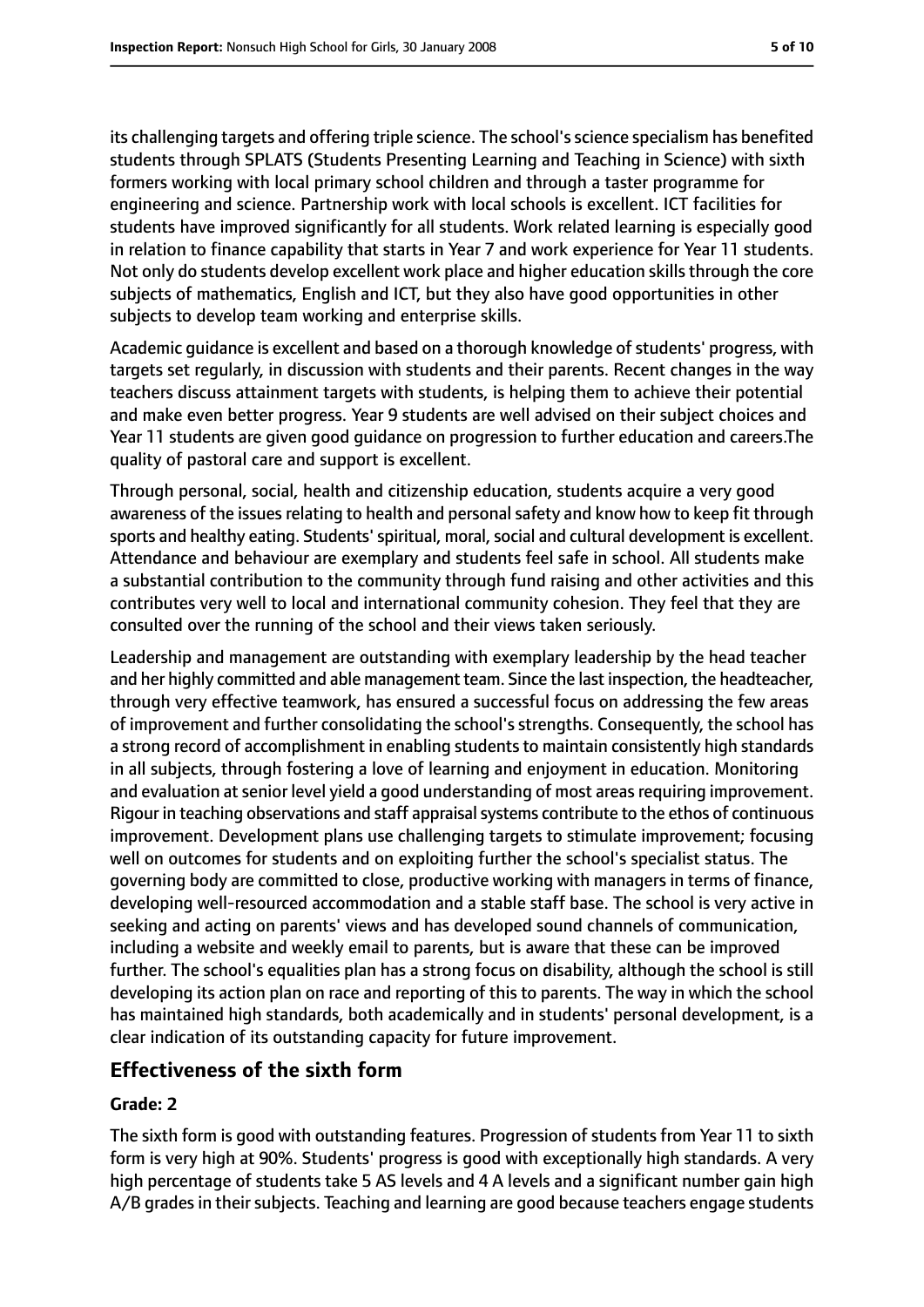its challenging targets and offering triple science. The school's science specialism has benefited students through SPLATS (Students Presenting Learning and Teaching in Science) with sixth formers working with local primary school children and through a taster programme for engineering and science. Partnership work with local schools is excellent. ICT facilities for students have improved significantly for all students. Work related learning is especially good in relation to finance capability that starts in Year 7 and work experience for Year 11 students. Not only do students develop excellent work place and higher education skills through the core subjects of mathematics, English and ICT, but they also have good opportunities in other subjects to develop team working and enterprise skills.

Academic guidance is excellent and based on a thorough knowledge of students' progress, with targets set regularly, in discussion with students and their parents. Recent changes in the way teachers discuss attainment targets with students, is helping them to achieve their potential and make even better progress. Year 9 students are well advised on their subject choices and Year 11 students are given good guidance on progression to further education and careers.The quality of pastoral care and support is excellent.

Through personal, social, health and citizenship education, students acquire a very good awareness of the issues relating to health and personal safety and know how to keep fit through sports and healthy eating. Students' spiritual, moral, social and cultural development is excellent. Attendance and behaviour are exemplary and students feel safe in school. All students make a substantial contribution to the community through fund raising and other activities and this contributes very well to local and international community cohesion. They feel that they are consulted over the running of the school and their views taken seriously.

Leadership and management are outstanding with exemplary leadership by the head teacher and her highly committed and able management team. Since the last inspection, the headteacher, through very effective teamwork, has ensured a successful focus on addressing the few areas of improvement and further consolidating the school's strengths. Consequently, the school has a strong record of accomplishment in enabling students to maintain consistently high standards in all subjects, through fostering a love of learning and enjoyment in education. Monitoring and evaluation at senior level yield a good understanding of most areas requiring improvement. Rigour in teaching observations and staff appraisal systems contribute to the ethos of continuous improvement. Development plans use challenging targets to stimulate improvement; focusing well on outcomes for students and on exploiting further the school's specialist status. The governing body are committed to close, productive working with managers in terms of finance, developing well-resourced accommodation and a stable staff base. The school is very active in seeking and acting on parents' views and has developed sound channels of communication, including a website and weekly email to parents, but is aware that these can be improved further. The school's equalities plan has a strong focus on disability, although the school is still developing its action plan on race and reporting of this to parents. The way in which the school has maintained high standards, both academically and in students' personal development, is a clear indication of its outstanding capacity for future improvement.

## Effectiveness of the sixth form

### Grade: 2

The sixth form is good with outstanding features. Progression of students from Year 11 to sixth form is very high at 90%. Students' progress is good with exceptionally high standards. A very high percentage of students take 5 AS levels and 4 A levels and a significant number gain high A/B grades in their subjects. Teaching and learning are good because teachers engage students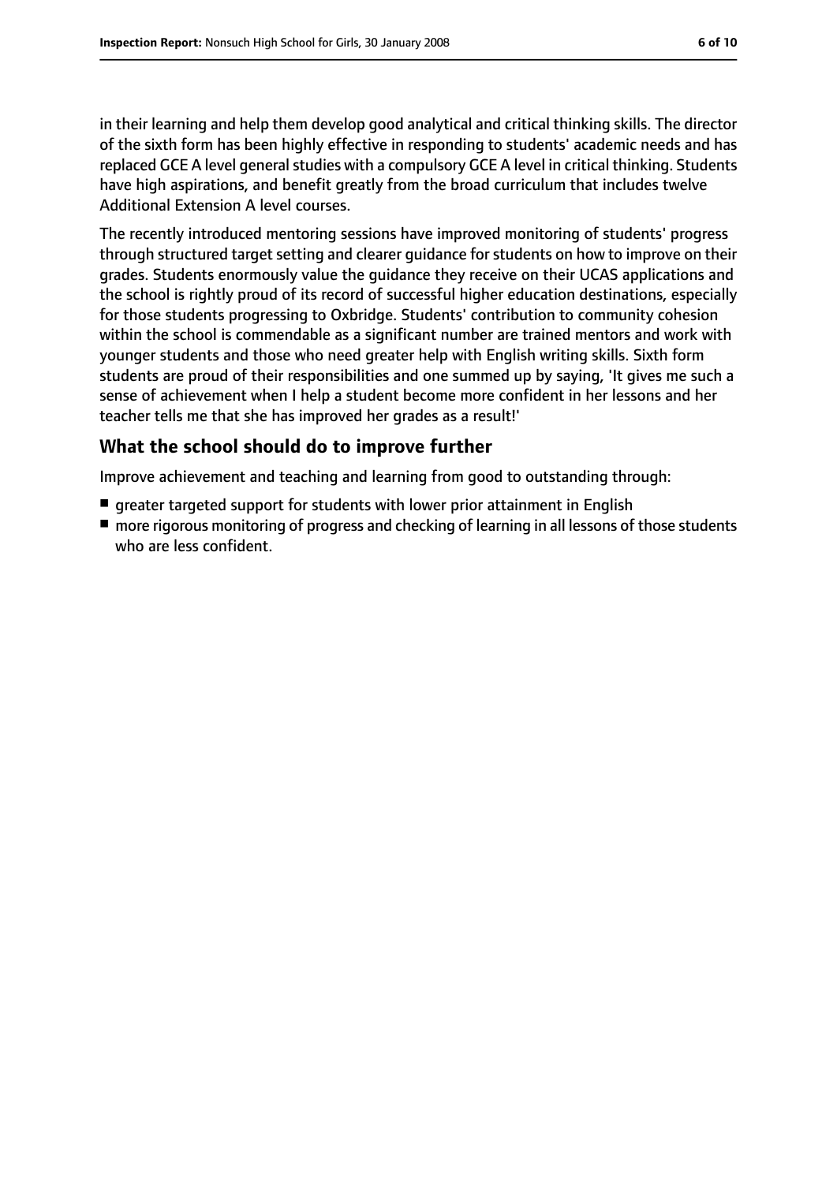in their learning and help them develop good analytical and critical thinking skills. The director of the sixth form has been highly effective in responding to students' academic needs and has replaced GCE A level general studies with a compulsory GCE A level in critical thinking. Students have high aspirations, and benefit greatly from the broad curriculum that includes twelve Additional Extension A level courses.

The recently introduced mentoring sessions have improved monitoring of students' progress through structured target setting and clearer guidance for students on how to improve on their grades. Students enormously value the guidance they receive on their UCAS applications and the school is rightly proud of its record of successful higher education destinations, especially for those students progressing to Oxbridge. Students' contribution to community cohesion within the school is commendable as a significant number are trained mentors and work with younger students and those who need greater help with English writing skills. Sixth form students are proud of their responsibilities and one summed up by saying, 'It gives me such a sense of achievement when I help a student become more confident in her lessons and her teacher tells me that she has improved her grades as a result!'

## What the school should do to improve further

Improve achievement and teaching and learning from good to outstanding through:

- greater targeted support for students with lower prior attainment in English
- more rigorous monitoring of progress and checking of learning in all lessons of those students who are less confident.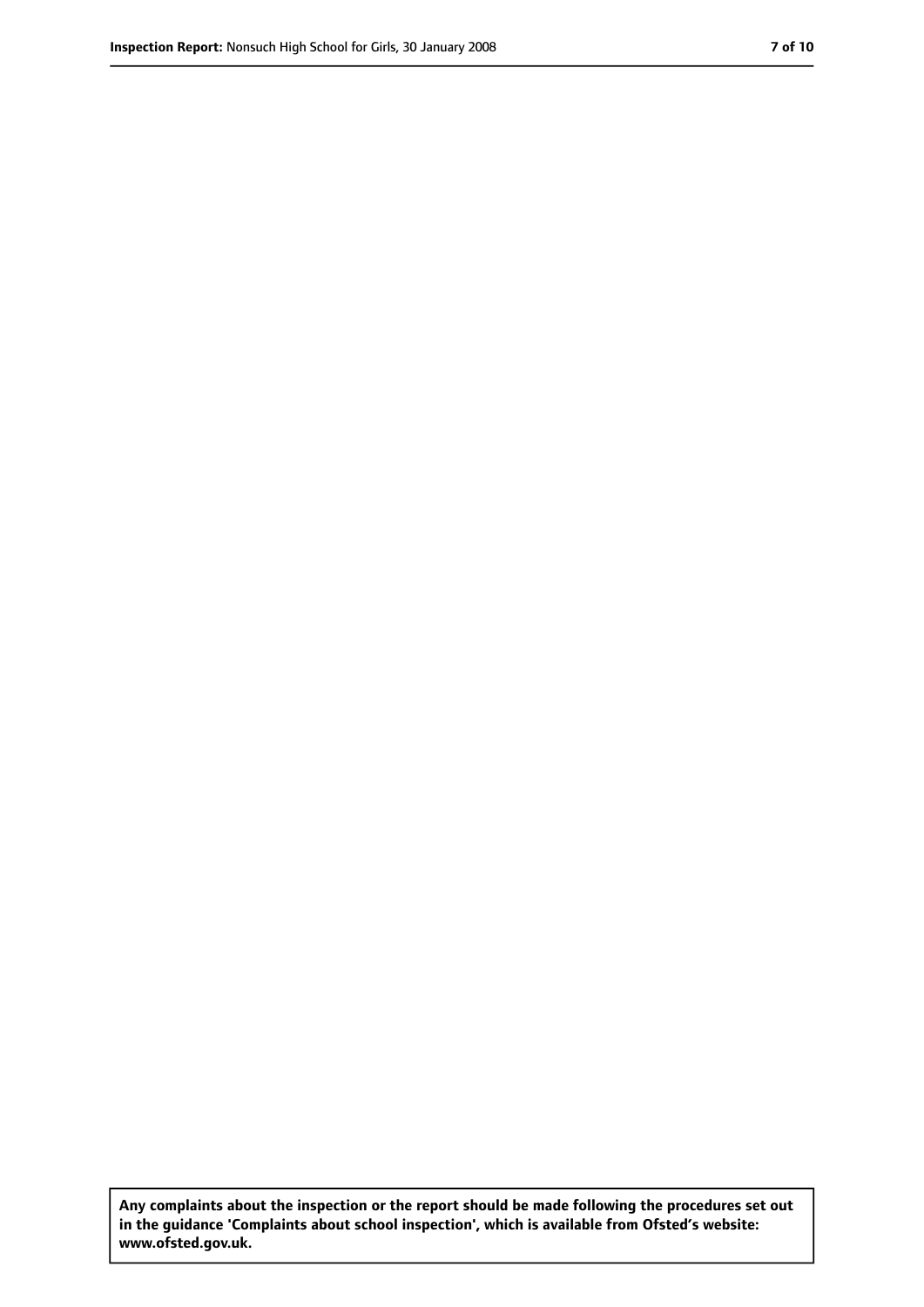**Any complaints about the inspection or the report should be made following the procedures set out in the guidance 'Complaints about school inspection', which is available from Ofsted's website: www.ofsted.gov.uk.**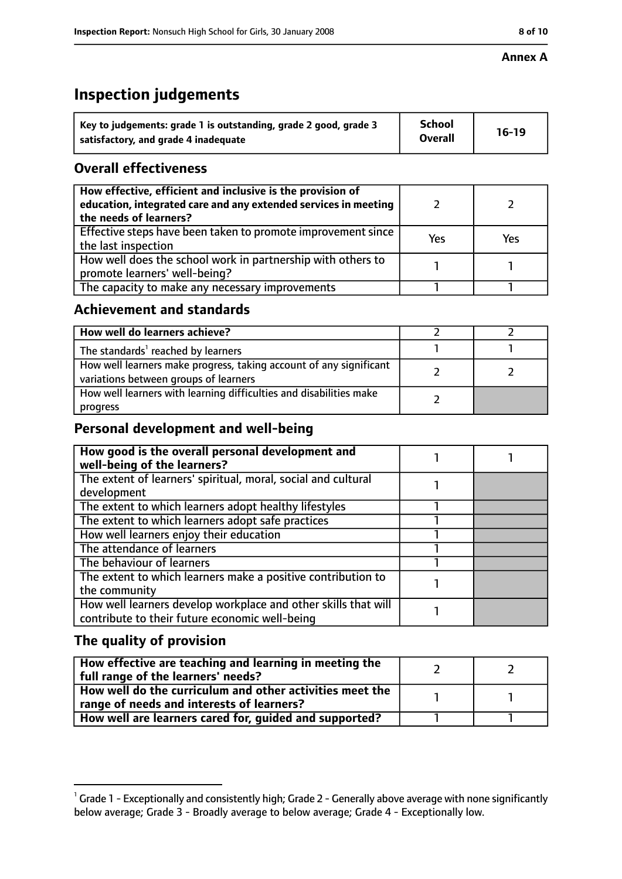**Annex A**

# Inspection judgements

| Key to judgements: grade 1 is outstanding, grade 2 good, grade 3 satisfactory, and grade 4 inadequate | School Overall | 16-19 |
|---|---|---|

## Overall effectiveness

| | | |
|---|---|---|
| How effective, efficient and inclusive is the provision of education, integrated care and any extended services in meeting the needs of learners? | 2 | 2 |
| Effective steps have been taken to promote improvement since the last inspection | Yes | Yes |
| How well does the school work in partnership with others to promote learners' well-being? | 1 | 1 |
| The capacity to make any necessary improvements | 1 | 1 |

## Achievement and standards

| | | |
|---|---|---|
| **How well do learners achieve?** | 2 | 2 |
| The standards[1] reached by learners | 1 | 1 |
| How well learners make progress, taking account of any significant variations between groups of learners | 2 | 2 |
| How well learners with learning difficulties and disabilities make progress | 2 | |

## Personal development and well-being

| | | |
|---|---|---|
| **How good is the overall personal development and well-being of the learners?** | 1 | 1 |
| The extent of learners' spiritual, moral, social and cultural development | 1 | |
| The extent to which learners adopt healthy lifestyles | 1 | |
| The extent to which learners adopt safe practices | 1 | |
| How well learners enjoy their education | 1 | |
| The attendance of learners | 1 | |
| The behaviour of learners | 1 | |
| The extent to which learners make a positive contribution to the community | 1 | |
| How well learners develop workplace and other skills that will contribute to their future economic well-being | 1 | |

## The quality of provision

| | | |
|---|---|---|
| **How effective are teaching and learning in meeting the full range of the learners' needs?** | 2 | 2 |
| **How well do the curriculum and other activities meet the range of needs and interests of learners?** | 1 | 1 |
| **How well are learners cared for, guided and supported?** | 1 | 1 |

[1] Grade 1 - Exceptionally and consistently high; Grade 2 - Generally above average with none significantly below average; Grade 3 - Broadly average to below average; Grade 4 - Exceptionally low.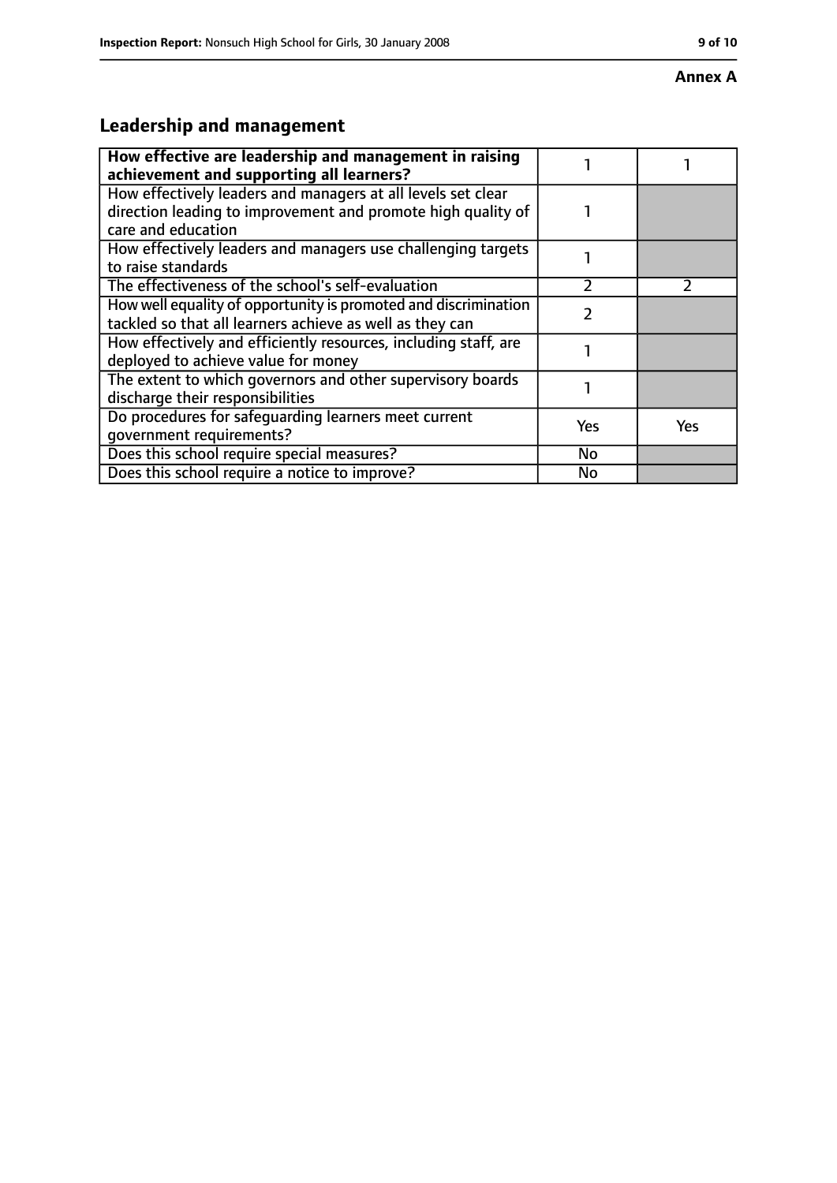**Annex A**

## Leadership and management

| How effective are leadership and management in raising achievement and supporting all learners? | 1 | 1 |
|---|---|---|
| How effectively leaders and managers at all levels set clear direction leading to improvement and promote high quality of care and education | 1 | |
| How effectively leaders and managers use challenging targets to raise standards | 1 | |
| The effectiveness of the school's self-evaluation | 2 | 2 |
| How well equality of opportunity is promoted and discrimination tackled so that all learners achieve as well as they can | 2 | |
| How effectively and efficiently resources, including staff, are deployed to achieve value for money | 1 | |
| The extent to which governors and other supervisory boards discharge their responsibilities | 1 | |
| Do procedures for safeguarding learners meet current government requirements? | Yes | Yes |
| Does this school require special measures? | No | |
| Does this school require a notice to improve? | No | |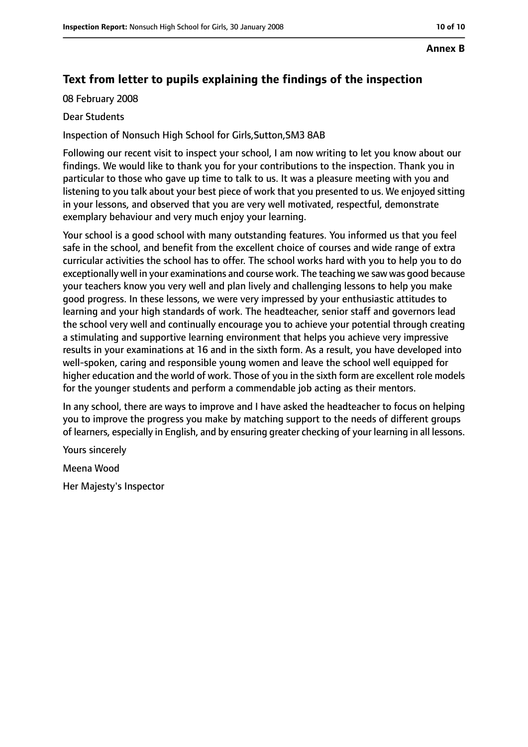**Annex B**

## Text from letter to pupils explaining the findings of the inspection

08 February 2008

Dear Students

Inspection of Nonsuch High School for Girls,Sutton,SM3 8AB

Following our recent visit to inspect your school, I am now writing to let you know about our findings. We would like to thank you for your contributions to the inspection. Thank you in particular to those who gave up time to talk to us. It was a pleasure meeting with you and listening to you talk about your best piece of work that you presented to us. We enjoyed sitting in your lessons, and observed that you are very well motivated, respectful, demonstrate exemplary behaviour and very much enjoy your learning.

Your school is a good school with many outstanding features. You informed us that you feel safe in the school, and benefit from the excellent choice of courses and wide range of extra curricular activities the school has to offer. The school works hard with you to help you to do exceptionally well in your examinations and course work. The teaching we saw was good because your teachers know you very well and plan lively and challenging lessons to help you make good progress. In these lessons, we were very impressed by your enthusiastic attitudes to learning and your high standards of work. The headteacher, senior staff and governors lead the school very well and continually encourage you to achieve your potential through creating a stimulating and supportive learning environment that helps you achieve very impressive results in your examinations at 16 and in the sixth form. As a result, you have developed into well-spoken, caring and responsible young women and leave the school well equipped for higher education and the world of work. Those of you in the sixth form are excellent role models for the younger students and perform a commendable job acting as their mentors.

In any school, there are ways to improve and I have asked the headteacher to focus on helping you to improve the progress you make by matching support to the needs of different groups of learners, especially in English, and by ensuring greater checking of your learning in all lessons.

Yours sincerely

Meena Wood

Her Majesty's Inspector